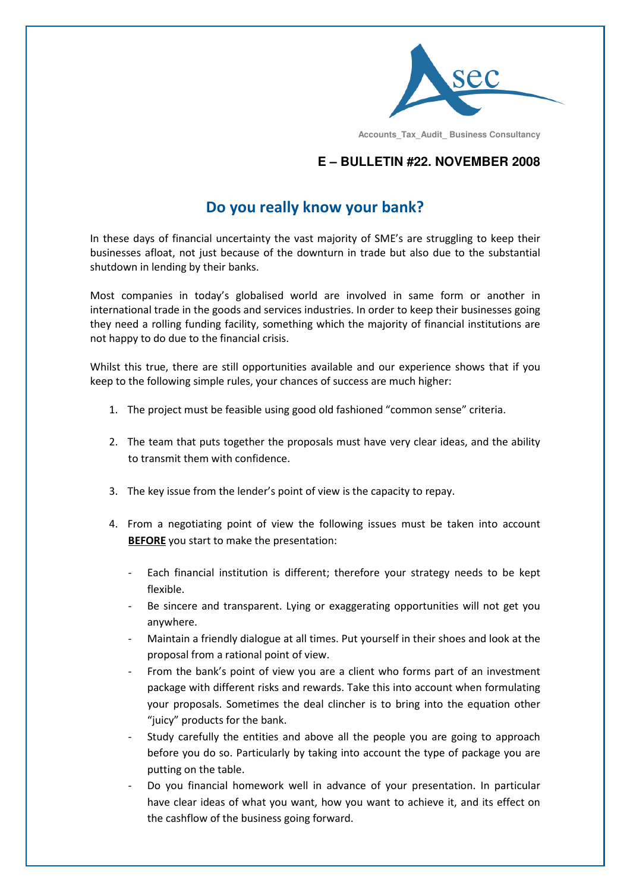Accounts_Tax_Audit_ Business Consultancy

**E – BULLETIN #22. NOVEMBER 2008**

# Do you really know your bank?

In these days of financial uncertainty the vast majority of SME's are struggling to keep their businesses afloat, not just because of the downturn in trade but also due to the substantial shutdown in lending by their banks.

Most companies in today's globalised world are involved in same form or another in international trade in the goods and services industries. In order to keep their businesses going they need a rolling funding facility, something which the majority of financial institutions are not happy to do due to the financial crisis.

Whilst this true, there are still opportunities available and our experience shows that if you keep to the following simple rules, your chances of success are much higher:

1. The project must be feasible using good old fashioned "common sense" criteria.
2. The team that puts together the proposals must have very clear ideas, and the ability to transmit them with confidence.
3. The key issue from the lender's point of view is the capacity to repay.
4. From a negotiating point of view the following issues must be taken into account **BEFORE** you start to make the presentation:
   - Each financial institution is different; therefore your strategy needs to be kept flexible.
   - Be sincere and transparent. Lying or exaggerating opportunities will not get you anywhere.
   - Maintain a friendly dialogue at all times. Put yourself in their shoes and look at the proposal from a rational point of view.
   - From the bank's point of view you are a client who forms part of an investment package with different risks and rewards. Take this into account when formulating your proposals. Sometimes the deal clincher is to bring into the equation other "juicy" products for the bank.
   - Study carefully the entities and above all the people you are going to approach before you do so. Particularly by taking into account the type of package you are putting on the table.
   - Do you financial homework well in advance of your presentation. In particular have clear ideas of what you want, how you want to achieve it, and its effect on the cashflow of the business going forward.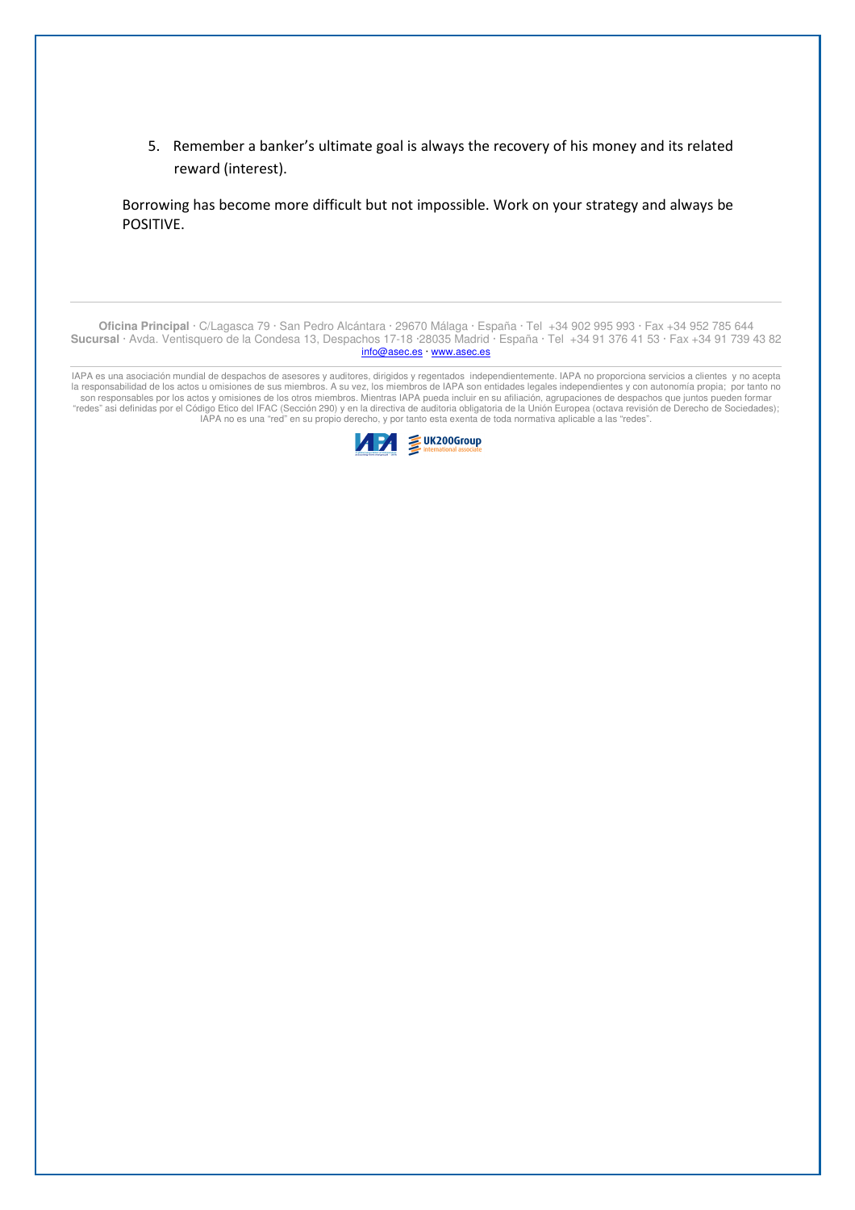5. Remember a banker's ultimate goal is always the recovery of his money and its related reward (interest).

Borrowing has become more difficult but not impossible. Work on your strategy and always be POSITIVE.

---

**Oficina Principal** · C/Lagasca 79 · San Pedro Alcántara · 29670 Málaga · España · Tel +34 902 995 993 · Fax +34 952 785 644
**Sucursal** · Avda. Ventisquero de la Condesa 13, Despachos 17-18 ·28035 Madrid · España · Tel +34 91 376 41 53 · Fax +34 91 739 43 82
info@asec.es · www.asec.es

---

IAPA es una asociación mundial de despachos de asesores y auditores, dirigidos y regentados independientemente. IAPA no proporciona servicios a clientes y no acepta la responsabilidad de los actos u omisiones de sus miembros. A su vez, los miembros de IAPA son entidades legales independientes y con autonomía propia; por tanto no son responsables por los actos y omisiones de los otros miembros. Mientras IAPA pueda incluir en su afiliación, agrupaciones de despachos que juntos pueden formar "redes" así definidas por el Código Etico del IFAC (Sección 290) y en la directiva de auditoria obligatoria de la Unión Europea (octava revisión de Derecho de Sociedades); IAPA no es una "red" en su propio derecho, y por tanto esta exenta de toda normativa aplicable a las "redes".

UK200Group international associate